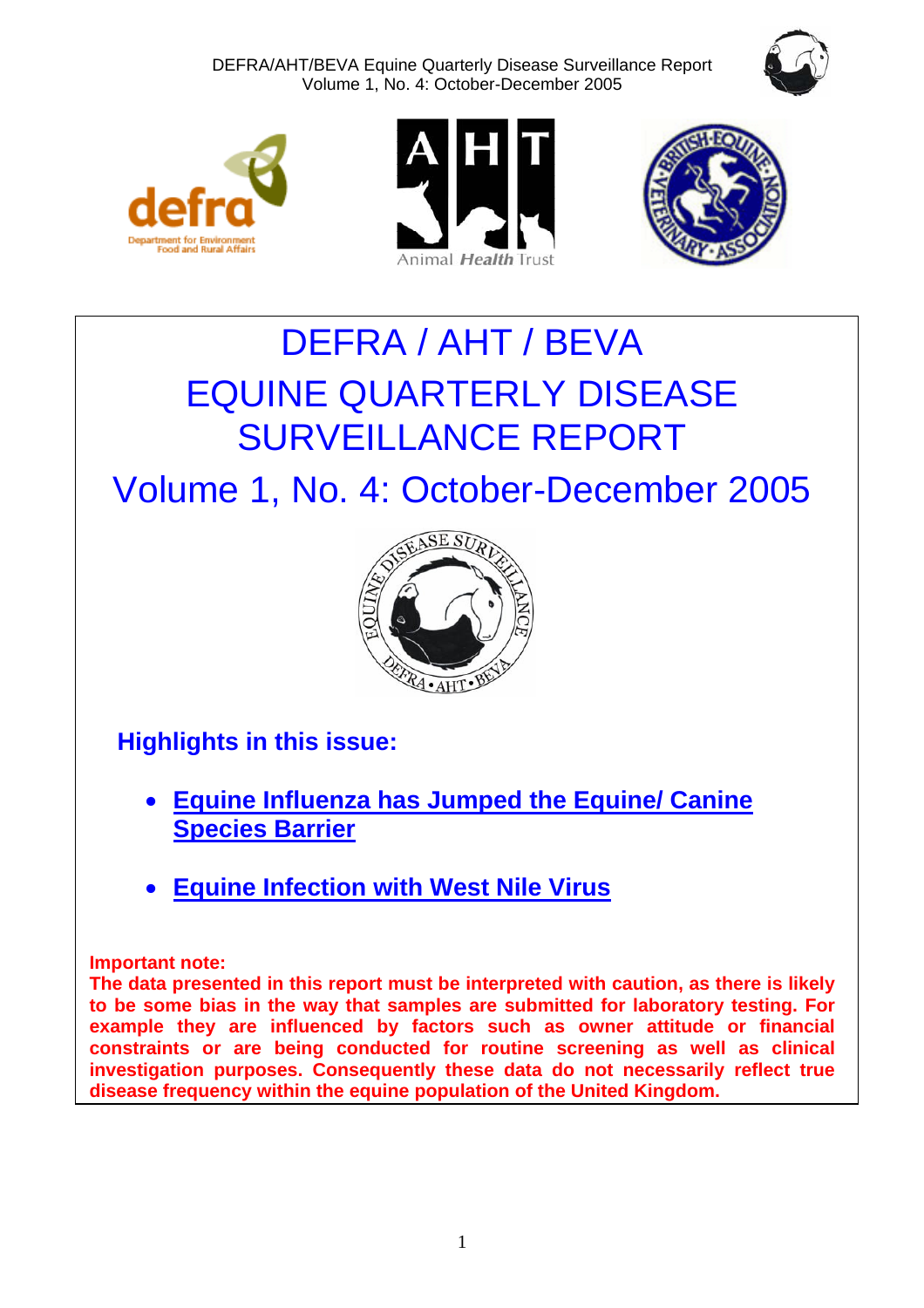# DEFRA / AHT / BEVA

# EQUINE QUARTERLY DISEASE SURVEILLANCE REPORT

## Volume 1, No. 4: October-December 2005

### Highlights in this issue:

- **Equine Influenza has Jumped the Equine/ Canine Species Barrier**
- **Equine Infection with West Nile Virus**

**Important note:**
**The data presented in this report must be interpreted with caution, as there is likely to be some bias in the way that samples are submitted for laboratory testing. For example they are influenced by factors such as owner attitude or financial constraints or are being conducted for routine screening as well as clinical investigation purposes. Consequently these data do not necessarily reflect true disease frequency within the equine population of the United Kingdom.**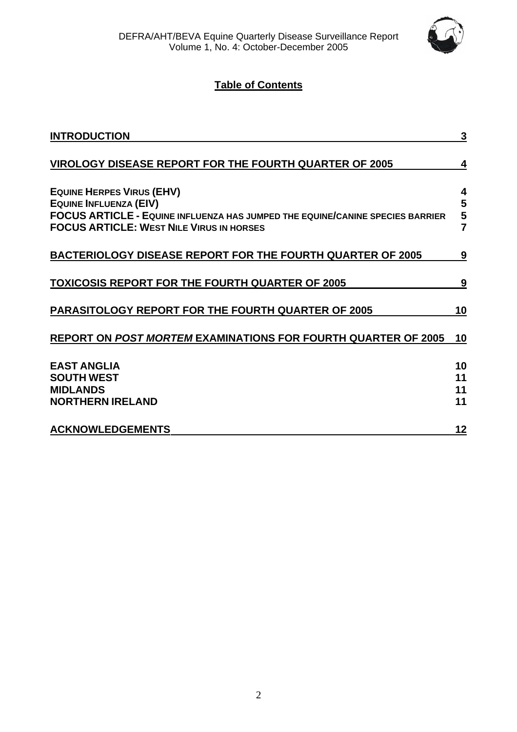# Table of Contents

| | |
|---|---|
| **INTRODUCTION** | **3** |
| **VIROLOGY DISEASE REPORT FOR THE FOURTH QUARTER OF 2005** | **4** |
| **EQUINE HERPES VIRUS (EHV)** | **4** |
| **EQUINE INFLUENZA (EIV)** | **5** |
| **FOCUS ARTICLE - EQUINE INFLUENZA HAS JUMPED THE EQUINE/CANINE SPECIES BARRIER** | **5** |
| **FOCUS ARTICLE: WEST NILE VIRUS IN HORSES** | **7** |
| **BACTERIOLOGY DISEASE REPORT FOR THE FOURTH QUARTER OF 2005** | **9** |
| **TOXICOSIS REPORT FOR THE FOURTH QUARTER OF 2005** | **9** |
| **PARASITOLOGY REPORT FOR THE FOURTH QUARTER OF 2005** | **10** |
| **REPORT ON *POST MORTEM* EXAMINATIONS FOR FOURTH QUARTER OF 2005** | **10** |
| **EAST ANGLIA** | **10** |
| **SOUTH WEST** | **11** |
| **MIDLANDS** | **11** |
| **NORTHERN IRELAND** | **11** |
| **ACKNOWLEDGEMENTS** | **12** |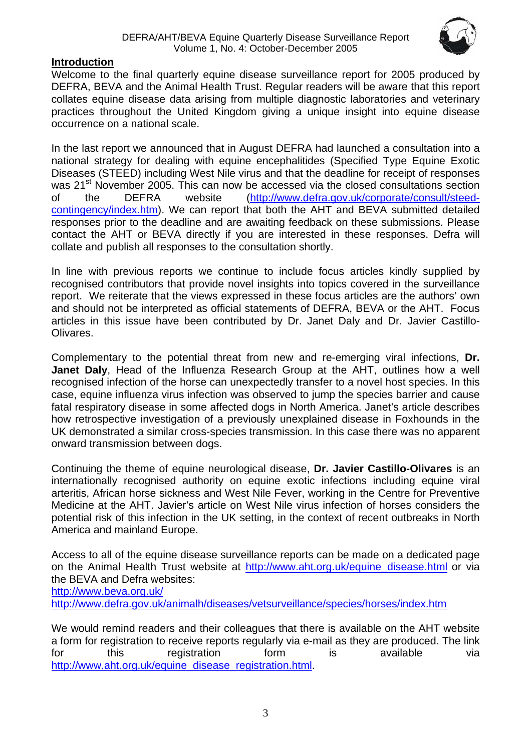## Introduction

Welcome to the final quarterly equine disease surveillance report for 2005 produced by DEFRA, BEVA and the Animal Health Trust. Regular readers will be aware that this report collates equine disease data arising from multiple diagnostic laboratories and veterinary practices throughout the United Kingdom giving a unique insight into equine disease occurrence on a national scale.

In the last report we announced that in August DEFRA had launched a consultation into a national strategy for dealing with equine encephalitides (Specified Type Equine Exotic Diseases (STEED) including West Nile virus and that the deadline for receipt of responses was 21st November 2005. This can now be accessed via the closed consultations section of the DEFRA website (http://www.defra.gov.uk/corporate/consult/steed-contingency/index.htm). We can report that both the AHT and BEVA submitted detailed responses prior to the deadline and are awaiting feedback on these submissions. Please contact the AHT or BEVA directly if you are interested in these responses. Defra will collate and publish all responses to the consultation shortly.

In line with previous reports we continue to include focus articles kindly supplied by recognised contributors that provide novel insights into topics covered in the surveillance report. We reiterate that the views expressed in these focus articles are the authors' own and should not be interpreted as official statements of DEFRA, BEVA or the AHT. Focus articles in this issue have been contributed by Dr. Janet Daly and Dr. Javier Castillo-Olivares.

Complementary to the potential threat from new and re-emerging viral infections, **Dr. Janet Daly**, Head of the Influenza Research Group at the AHT, outlines how a well recognised infection of the horse can unexpectedly transfer to a novel host species. In this case, equine influenza virus infection was observed to jump the species barrier and cause fatal respiratory disease in some affected dogs in North America. Janet's article describes how retrospective investigation of a previously unexplained disease in Foxhounds in the UK demonstrated a similar cross-species transmission. In this case there was no apparent onward transmission between dogs.

Continuing the theme of equine neurological disease, **Dr. Javier Castillo-Olivares** is an internationally recognised authority on equine exotic infections including equine viral arteritis, African horse sickness and West Nile Fever, working in the Centre for Preventive Medicine at the AHT. Javier's article on West Nile virus infection of horses considers the potential risk of this infection in the UK setting, in the context of recent outbreaks in North America and mainland Europe.

Access to all of the equine disease surveillance reports can be made on a dedicated page on the Animal Health Trust website at http://www.aht.org.uk/equine_disease.html or via the BEVA and Defra websites:
http://www.beva.org.uk/
http://www.defra.gov.uk/animalh/diseases/vetsurveillance/species/horses/index.htm

We would remind readers and their colleagues that there is available on the AHT website a form for registration to receive reports regularly via e-mail as they are produced. The link for this registration form is available via http://www.aht.org.uk/equine_disease_registration.html.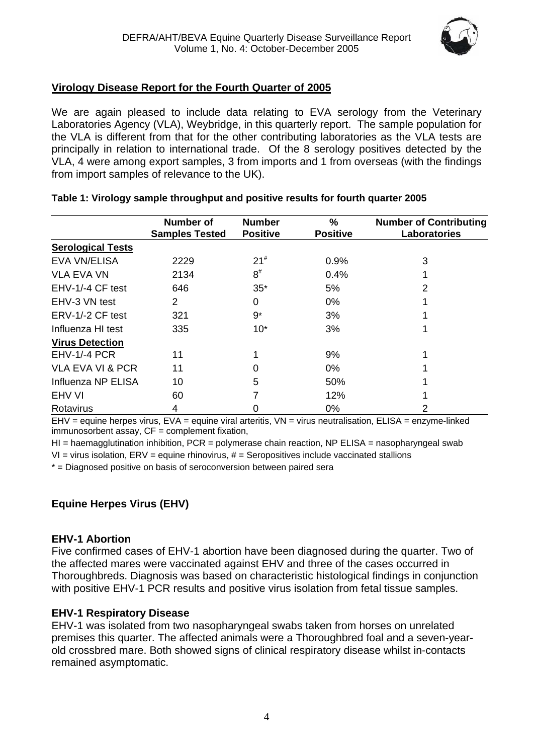## Virology Disease Report for the Fourth Quarter of 2005

We are again pleased to include data relating to EVA serology from the Veterinary Laboratories Agency (VLA), Weybridge, in this quarterly report. The sample population for the VLA is different from that for the other contributing laboratories as the VLA tests are principally in relation to international trade. Of the 8 serology positives detected by the VLA, 4 were among export samples, 3 from imports and 1 from overseas (with the findings from import samples of relevance to the UK).

**Table 1: Virology sample throughput and positive results for fourth quarter 2005**

| | Number of Samples Tested | Number Positive | % Positive | Number of Contributing Laboratories |
|---|---|---|---|---|
| **Serological Tests** | | | | |
| EVA VN/ELISA | 2229 | 21# | 0.9% | 3 |
| VLA EVA VN | 2134 | 8# | 0.4% | 1 |
| EHV-1/-4 CF test | 646 | 35* | 5% | 2 |
| EHV-3 VN test | 2 | 0 | 0% | 1 |
| ERV-1/-2 CF test | 321 | 9* | 3% | 1 |
| Influenza HI test | 335 | 10* | 3% | 1 |
| **Virus Detection** | | | | |
| EHV-1/-4 PCR | 11 | 1 | 9% | 1 |
| VLA EVA VI & PCR | 11 | 0 | 0% | 1 |
| Influenza NP ELISA | 10 | 5 | 50% | 1 |
| EHV VI | 60 | 7 | 12% | 1 |
| Rotavirus | 4 | 0 | 0% | 2 |

EHV = equine herpes virus, EVA = equine viral arteritis, VN = virus neutralisation, ELISA = enzyme-linked immunosorbent assay, CF = complement fixation,

HI = haemagglutination inhibition, PCR = polymerase chain reaction, NP ELISA = nasopharyngeal swab

VI = virus isolation, ERV = equine rhinovirus, # = Seropositives include vaccinated stallions

* = Diagnosed positive on basis of seroconversion between paired sera

## Equine Herpes Virus (EHV)

### EHV-1 Abortion

Five confirmed cases of EHV-1 abortion have been diagnosed during the quarter. Two of the affected mares were vaccinated against EHV and three of the cases occurred in Thoroughbreds. Diagnosis was based on characteristic histological findings in conjunction with positive EHV-1 PCR results and positive virus isolation from fetal tissue samples.

### EHV-1 Respiratory Disease

EHV-1 was isolated from two nasopharyngeal swabs taken from horses on unrelated premises this quarter. The affected animals were a Thoroughbred foal and a seven-year-old crossbred mare. Both showed signs of clinical respiratory disease whilst in-contacts remained asymptomatic.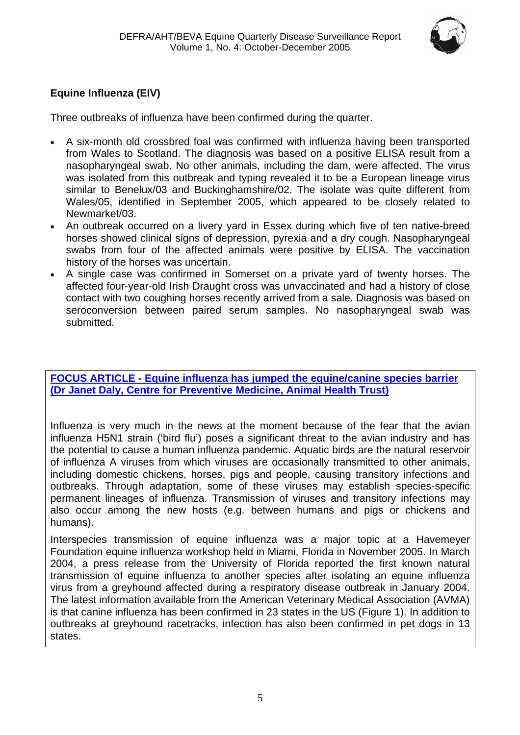## Equine Influenza (EIV)

Three outbreaks of influenza have been confirmed during the quarter.

- A six-month old crossbred foal was confirmed with influenza having been transported from Wales to Scotland. The diagnosis was based on a positive ELISA result from a nasopharyngeal swab. No other animals, including the dam, were affected. The virus was isolated from this outbreak and typing revealed it to be a European lineage virus similar to Benelux/03 and Buckinghamshire/02. The isolate was quite different from Wales/05, identified in September 2005, which appeared to be closely related to Newmarket/03.
- An outbreak occurred on a livery yard in Essex during which five of ten native-breed horses showed clinical signs of depression, pyrexia and a dry cough. Nasopharyngeal swabs from four of the affected animals were positive by ELISA. The vaccination history of the horses was uncertain.
- A single case was confirmed in Somerset on a private yard of twenty horses. The affected four-year-old Irish Draught cross was unvaccinated and had a history of close contact with two coughing horses recently arrived from a sale. Diagnosis was based on seroconversion between paired serum samples. No nasopharyngeal swab was submitted.

**FOCUS ARTICLE - Equine influenza has jumped the equine/canine species barrier (Dr Janet Daly, Centre for Preventive Medicine, Animal Health Trust)**

Influenza is very much in the news at the moment because of the fear that the avian influenza H5N1 strain ('bird flu') poses a significant threat to the avian industry and has the potential to cause a human influenza pandemic. Aquatic birds are the natural reservoir of influenza A viruses from which viruses are occasionally transmitted to other animals, including domestic chickens, horses, pigs and people, causing transitory infections and outbreaks. Through adaptation, some of these viruses may establish species-specific permanent lineages of influenza. Transmission of viruses and transitory infections may also occur among the new hosts (e.g. between humans and pigs or chickens and humans).

Interspecies transmission of equine influenza was a major topic at a Havemeyer Foundation equine influenza workshop held in Miami, Florida in November 2005. In March 2004, a press release from the University of Florida reported the first known natural transmission of equine influenza to another species after isolating an equine influenza virus from a greyhound affected during a respiratory disease outbreak in January 2004. The latest information available from the American Veterinary Medical Association (AVMA) is that canine influenza has been confirmed in 23 states in the US (Figure 1). In addition to outbreaks at greyhound racetracks, infection has also been confirmed in pet dogs in 13 states.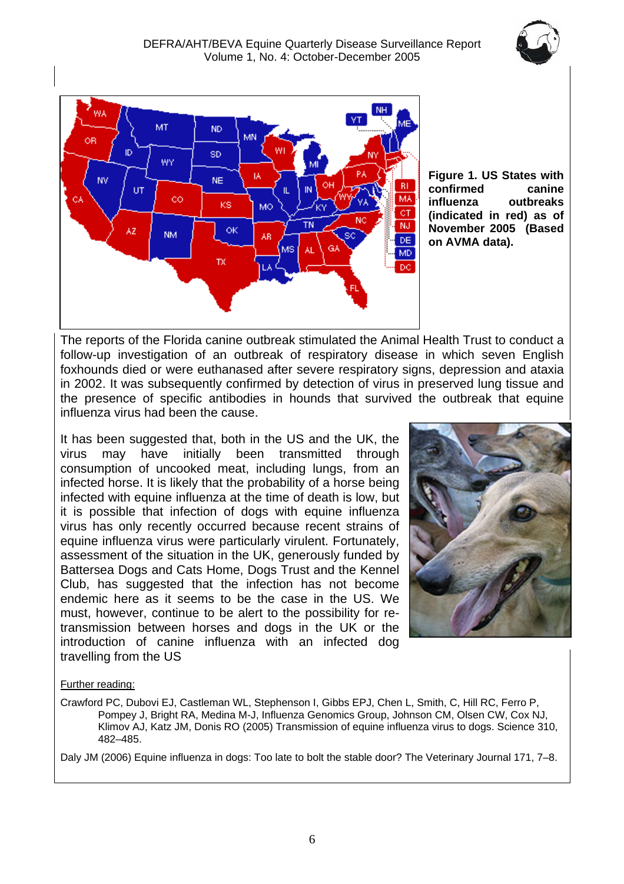**Figure 1. US States with confirmed canine influenza outbreaks (indicated in red) as of November 2005 (Based on AVMA data).**

The reports of the Florida canine outbreak stimulated the Animal Health Trust to conduct a follow-up investigation of an outbreak of respiratory disease in which seven English foxhounds died or were euthanased after severe respiratory signs, depression and ataxia in 2002. It was subsequently confirmed by detection of virus in preserved lung tissue and the presence of specific antibodies in hounds that survived the outbreak that equine influenza virus had been the cause.

It has been suggested that, both in the US and the UK, the virus may have initially been transmitted through consumption of uncooked meat, including lungs, from an infected horse. It is likely that the probability of a horse being infected with equine influenza at the time of death is low, but it is possible that infection of dogs with equine influenza virus has only recently occurred because recent strains of equine influenza virus were particularly virulent. Fortunately, assessment of the situation in the UK, generously funded by Battersea Dogs and Cats Home, Dogs Trust and the Kennel Club, has suggested that the infection has not become endemic here as it seems to be the case in the US. We must, however, continue to be alert to the possibility for re-transmission between horses and dogs in the UK or the introduction of canine influenza with an infected dog travelling from the US

Further reading:

Crawford PC, Dubovi EJ, Castleman WL, Stephenson I, Gibbs EPJ, Chen L, Smith, C, Hill RC, Ferro P, Pompey J, Bright RA, Medina M-J, Influenza Genomics Group, Johnson CM, Olsen CW, Cox NJ, Klimov AJ, Katz JM, Donis RO (2005) Transmission of equine influenza virus to dogs. Science 310, 482–485.

Daly JM (2006) Equine influenza in dogs: Too late to bolt the stable door? The Veterinary Journal 171, 7–8.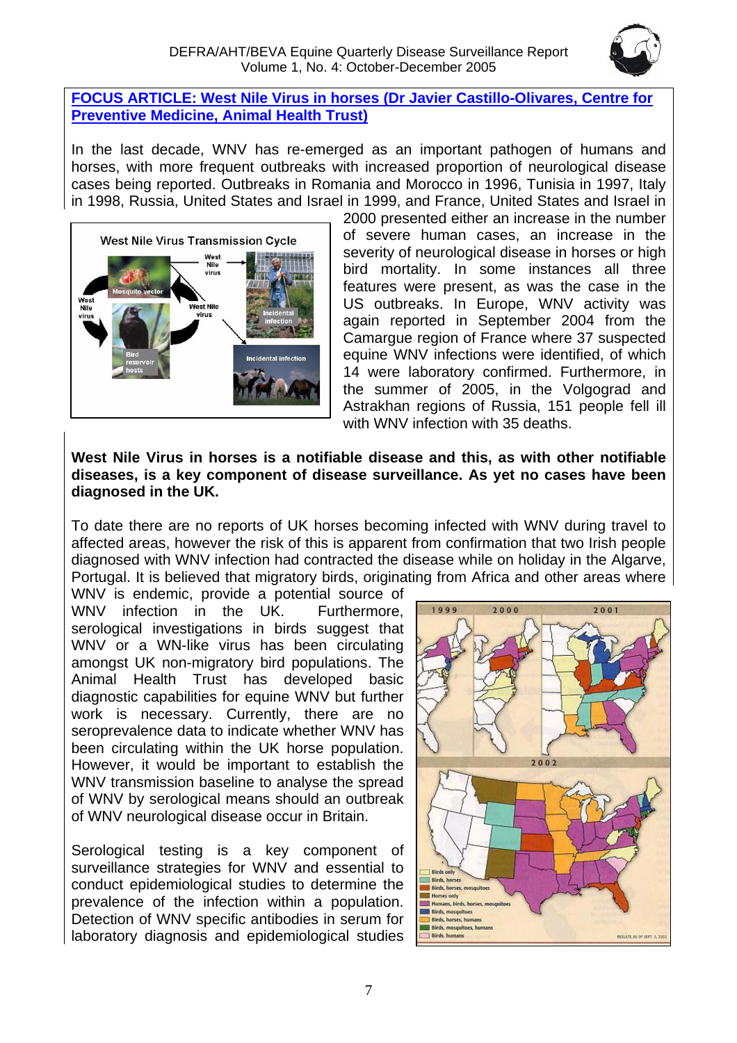## FOCUS ARTICLE: West Nile Virus in horses (Dr Javier Castillo-Olivares, Centre for Preventive Medicine, Animal Health Trust)

In the last decade, WNV has re-emerged as an important pathogen of humans and horses, with more frequent outbreaks with increased proportion of neurological disease cases being reported. Outbreaks in Romania and Morocco in 1996, Tunisia in 1997, Italy in 1998, Russia, United States and Israel in 1999, and France, United States and Israel in 2000 presented either an increase in the number of severe human cases, an increase in the severity of neurological disease in horses or high bird mortality. In some instances all three features were present, as was the case in the US outbreaks. In Europe, WNV activity was again reported in September 2004 from the Camargue region of France where 37 suspected equine WNV infections were identified, of which 14 were laboratory confirmed. Furthermore, in the summer of 2005, in the Volgograd and Astrakhan regions of Russia, 151 people fell ill with WNV infection with 35 deaths.

**West Nile Virus in horses is a notifiable disease and this, as with other notifiable diseases, is a key component of disease surveillance. As yet no cases have been diagnosed in the UK.**

To date there are no reports of UK horses becoming infected with WNV during travel to affected areas, however the risk of this is apparent from confirmation that two Irish people diagnosed with WNV infection had contracted the disease while on holiday in the Algarve, Portugal. It is believed that migratory birds, originating from Africa and other areas where WNV is endemic, provide a potential source of WNV infection in the UK. Furthermore, serological investigations in birds suggest that WNV or a WN-like virus has been circulating amongst UK non-migratory bird populations. The Animal Health Trust has developed basic diagnostic capabilities for equine WNV but further work is necessary. Currently, there are no seroprevalence data to indicate whether WNV has been circulating within the UK horse population. However, it would be important to establish the WNV transmission baseline to analyse the spread of WNV by serological means should an outbreak of WNV neurological disease occur in Britain.

Serological testing is a key component of surveillance strategies for WNV and essential to conduct epidemiological studies to determine the prevalence of the infection within a population. Detection of WNV specific antibodies in serum for laboratory diagnosis and epidemiological studies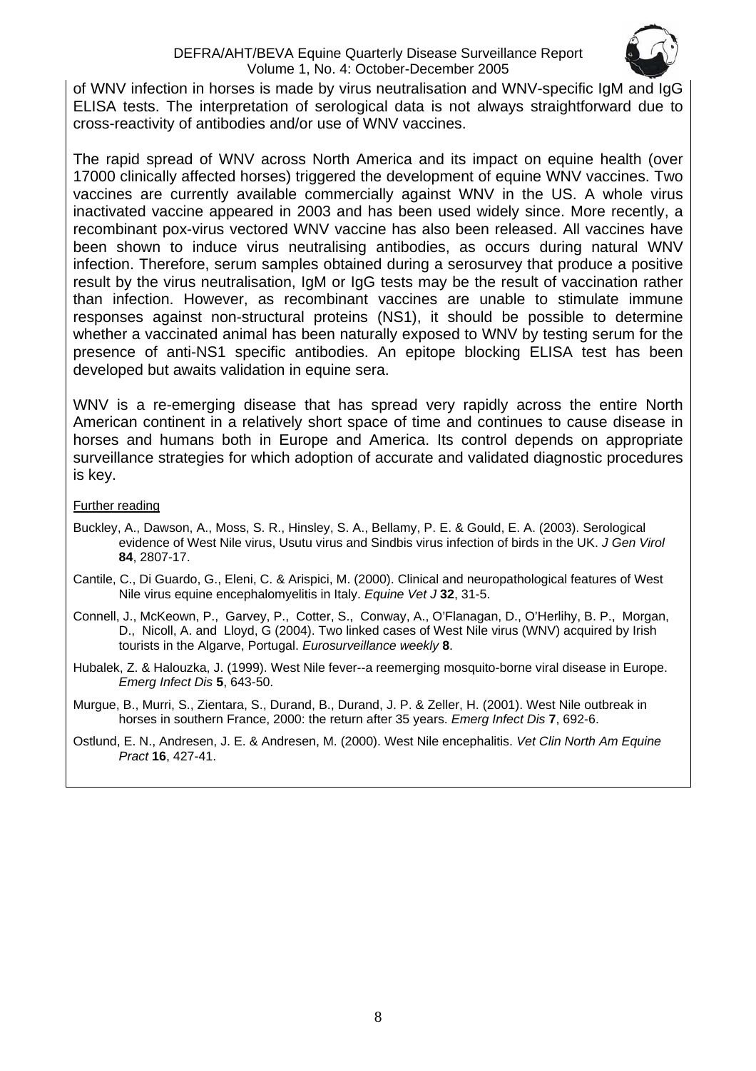of WNV infection in horses is made by virus neutralisation and WNV-specific IgM and IgG ELISA tests. The interpretation of serological data is not always straightforward due to cross-reactivity of antibodies and/or use of WNV vaccines.

The rapid spread of WNV across North America and its impact on equine health (over 17000 clinically affected horses) triggered the development of equine WNV vaccines. Two vaccines are currently available commercially against WNV in the US. A whole virus inactivated vaccine appeared in 2003 and has been used widely since. More recently, a recombinant pox-virus vectored WNV vaccine has also been released. All vaccines have been shown to induce virus neutralising antibodies, as occurs during natural WNV infection. Therefore, serum samples obtained during a serosurvey that produce a positive result by the virus neutralisation, IgM or IgG tests may be the result of vaccination rather than infection. However, as recombinant vaccines are unable to stimulate immune responses against non-structural proteins (NS1), it should be possible to determine whether a vaccinated animal has been naturally exposed to WNV by testing serum for the presence of anti-NS1 specific antibodies. An epitope blocking ELISA test has been developed but awaits validation in equine sera.

WNV is a re-emerging disease that has spread very rapidly across the entire North American continent in a relatively short space of time and continues to cause disease in horses and humans both in Europe and America. Its control depends on appropriate surveillance strategies for which adoption of accurate and validated diagnostic procedures is key.

Further reading

Buckley, A., Dawson, A., Moss, S. R., Hinsley, S. A., Bellamy, P. E. & Gould, E. A. (2003). Serological evidence of West Nile virus, Usutu virus and Sindbis virus infection of birds in the UK. *J Gen Virol* **84**, 2807-17.

Cantile, C., Di Guardo, G., Eleni, C. & Arispici, M. (2000). Clinical and neuropathological features of West Nile virus equine encephalomyelitis in Italy. *Equine Vet J* **32**, 31-5.

Connell, J., McKeown, P., Garvey, P., Cotter, S., Conway, A., O'Flanagan, D., O'Herlihy, B. P., Morgan, D., Nicoll, A. and Lloyd, G (2004). Two linked cases of West Nile virus (WNV) acquired by Irish tourists in the Algarve, Portugal. *Eurosurveillance weekly* **8**.

Hubalek, Z. & Halouzka, J. (1999). West Nile fever--a reemerging mosquito-borne viral disease in Europe. *Emerg Infect Dis* **5**, 643-50.

Murgue, B., Murri, S., Zientara, S., Durand, B., Durand, J. P. & Zeller, H. (2001). West Nile outbreak in horses in southern France, 2000: the return after 35 years. *Emerg Infect Dis* **7**, 692-6.

Ostlund, E. N., Andresen, J. E. & Andresen, M. (2000). West Nile encephalitis. *Vet Clin North Am Equine Pract* **16**, 427-41.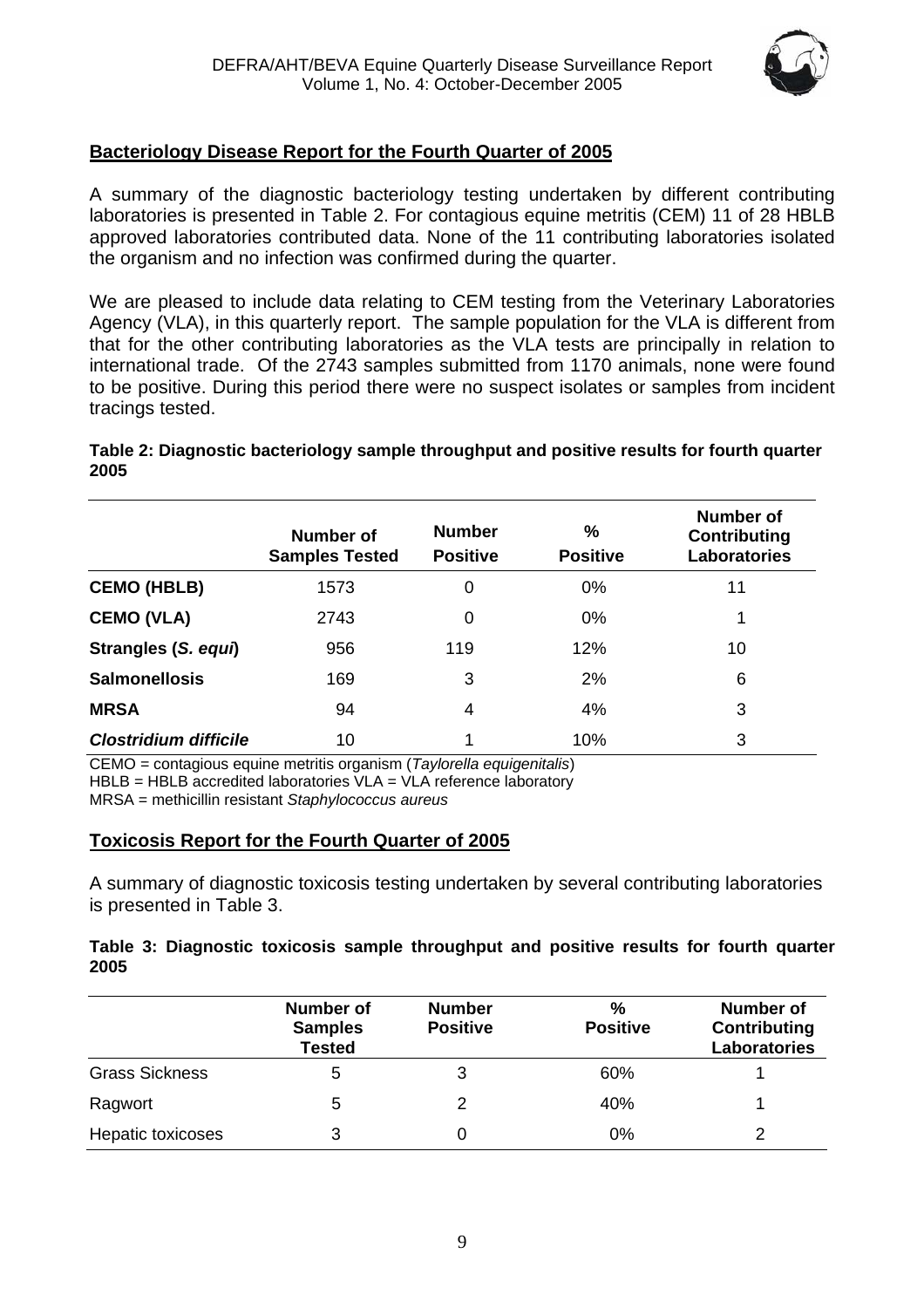## Bacteriology Disease Report for the Fourth Quarter of 2005

A summary of the diagnostic bacteriology testing undertaken by different contributing laboratories is presented in Table 2. For contagious equine metritis (CEM) 11 of 28 HBLB approved laboratories contributed data. None of the 11 contributing laboratories isolated the organism and no infection was confirmed during the quarter.

We are pleased to include data relating to CEM testing from the Veterinary Laboratories Agency (VLA), in this quarterly report. The sample population for the VLA is different from that for the other contributing laboratories as the VLA tests are principally in relation to international trade. Of the 2743 samples submitted from 1170 animals, none were found to be positive. During this period there were no suspect isolates or samples from incident tracings tested.

**Table 2: Diagnostic bacteriology sample throughput and positive results for fourth quarter 2005**

| | Number of Samples Tested | Number Positive | % Positive | Number of Contributing Laboratories |
|---|---|---|---|---|
| **CEMO (HBLB)** | 1573 | 0 | 0% | 11 |
| **CEMO (VLA)** | 2743 | 0 | 0% | 1 |
| **Strangles (*S. equi*)** | 956 | 119 | 12% | 10 |
| **Salmonellosis** | 169 | 3 | 2% | 6 |
| **MRSA** | 94 | 4 | 4% | 3 |
| ***Clostridium difficile*** | 10 | 1 | 10% | 3 |

CEMO = contagious equine metritis organism (*Taylorella equigenitalis*)
HBLB = HBLB accredited laboratories VLA = VLA reference laboratory
MRSA = methicillin resistant *Staphylococcus aureus*

## Toxicosis Report for the Fourth Quarter of 2005

A summary of diagnostic toxicosis testing undertaken by several contributing laboratories is presented in Table 3.

**Table 3: Diagnostic toxicosis sample throughput and positive results for fourth quarter 2005**

| | Number of Samples Tested | Number Positive | % Positive | Number of Contributing Laboratories |
|---|---|---|---|---|
| Grass Sickness | 5 | 3 | 60% | 1 |
| Ragwort | 5 | 2 | 40% | 1 |
| Hepatic toxicoses | 3 | 0 | 0% | 2 |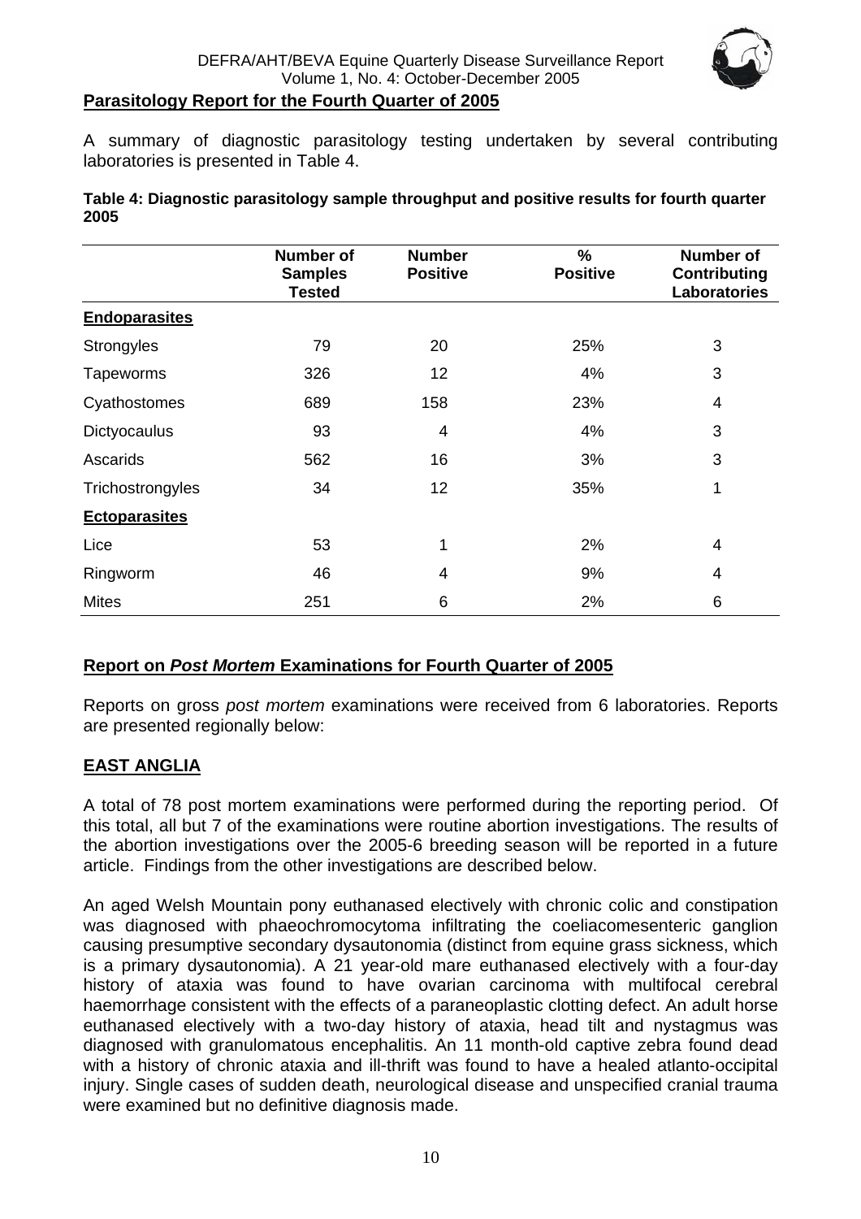## Parasitology Report for the Fourth Quarter of 2005

A summary of diagnostic parasitology testing undertaken by several contributing laboratories is presented in Table 4.

**Table 4: Diagnostic parasitology sample throughput and positive results for fourth quarter 2005**

| | Number of Samples Tested | Number Positive | % Positive | Number of Contributing Laboratories |
|---|---|---|---|---|
| **Endoparasites** | | | | |
| Strongyles | 79 | 20 | 25% | 3 |
| Tapeworms | 326 | 12 | 4% | 3 |
| Cyathostomes | 689 | 158 | 23% | 4 |
| Dictyocaulus | 93 | 4 | 4% | 3 |
| Ascarids | 562 | 16 | 3% | 3 |
| Trichostrongyles | 34 | 12 | 35% | 1 |
| **Ectoparasites** | | | | |
| Lice | 53 | 1 | 2% | 4 |
| Ringworm | 46 | 4 | 9% | 4 |
| Mites | 251 | 6 | 2% | 6 |

## Report on *Post Mortem* Examinations for Fourth Quarter of 2005

Reports on gross *post mortem* examinations were received from 6 laboratories. Reports are presented regionally below:

### EAST ANGLIA

A total of 78 post mortem examinations were performed during the reporting period. Of this total, all but 7 of the examinations were routine abortion investigations. The results of the abortion investigations over the 2005-6 breeding season will be reported in a future article. Findings from the other investigations are described below.

An aged Welsh Mountain pony euthanased electively with chronic colic and constipation was diagnosed with phaeochromocytoma infiltrating the coeliacomesenteric ganglion causing presumptive secondary dysautonomia (distinct from equine grass sickness, which is a primary dysautonomia). A 21 year-old mare euthanased electively with a four-day history of ataxia was found to have ovarian carcinoma with multifocal cerebral haemorrhage consistent with the effects of a paraneoplastic clotting defect. An adult horse euthanased electively with a two-day history of ataxia, head tilt and nystagmus was diagnosed with granulomatous encephalitis. An 11 month-old captive zebra found dead with a history of chronic ataxia and ill-thrift was found to have a healed atlanto-occipital injury. Single cases of sudden death, neurological disease and unspecified cranial trauma were examined but no definitive diagnosis made.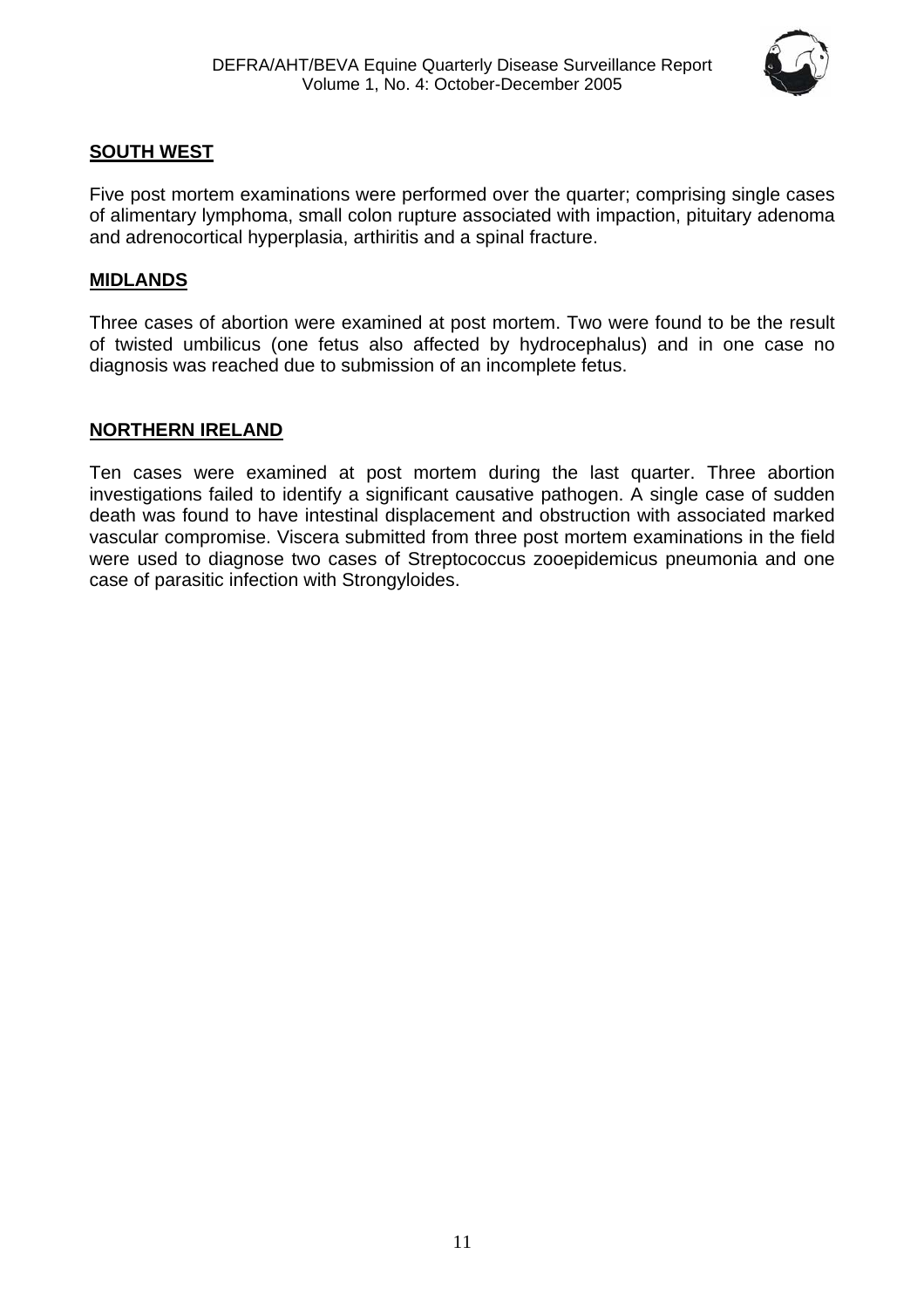## SOUTH WEST

Five post mortem examinations were performed over the quarter; comprising single cases of alimentary lymphoma, small colon rupture associated with impaction, pituitary adenoma and adrenocortical hyperplasia, arthiritis and a spinal fracture.

## MIDLANDS

Three cases of abortion were examined at post mortem. Two were found to be the result of twisted umbilicus (one fetus also affected by hydrocephalus) and in one case no diagnosis was reached due to submission of an incomplete fetus.

## NORTHERN IRELAND

Ten cases were examined at post mortem during the last quarter. Three abortion investigations failed to identify a significant causative pathogen. A single case of sudden death was found to have intestinal displacement and obstruction with associated marked vascular compromise. Viscera submitted from three post mortem examinations in the field were used to diagnose two cases of Streptococcus zooepidemicus pneumonia and one case of parasitic infection with Strongyloides.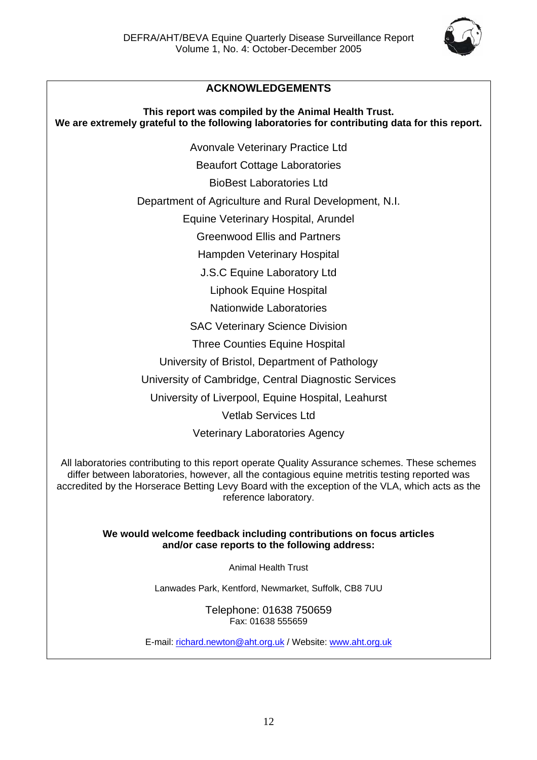## ACKNOWLEDGEMENTS

**This report was compiled by the Animal Health Trust.**
**We are extremely grateful to the following laboratories for contributing data for this report.**

Avonvale Veterinary Practice Ltd

Beaufort Cottage Laboratories

BioBest Laboratories Ltd

Department of Agriculture and Rural Development, N.I.

Equine Veterinary Hospital, Arundel

Greenwood Ellis and Partners

Hampden Veterinary Hospital

J.S.C Equine Laboratory Ltd

Liphook Equine Hospital

Nationwide Laboratories

SAC Veterinary Science Division

Three Counties Equine Hospital

University of Bristol, Department of Pathology

University of Cambridge, Central Diagnostic Services

University of Liverpool, Equine Hospital, Leahurst

Vetlab Services Ltd

Veterinary Laboratories Agency

All laboratories contributing to this report operate Quality Assurance schemes. These schemes differ between laboratories, however, all the contagious equine metritis testing reported was accredited by the Horserace Betting Levy Board with the exception of the VLA, which acts as the reference laboratory.

**We would welcome feedback including contributions on focus articles and/or case reports to the following address:**

Animal Health Trust

Lanwades Park, Kentford, Newmarket, Suffolk, CB8 7UU

Telephone: 01638 750659
Fax: 01638 555659

E-mail: richard.newton@aht.org.uk / Website: www.aht.org.uk